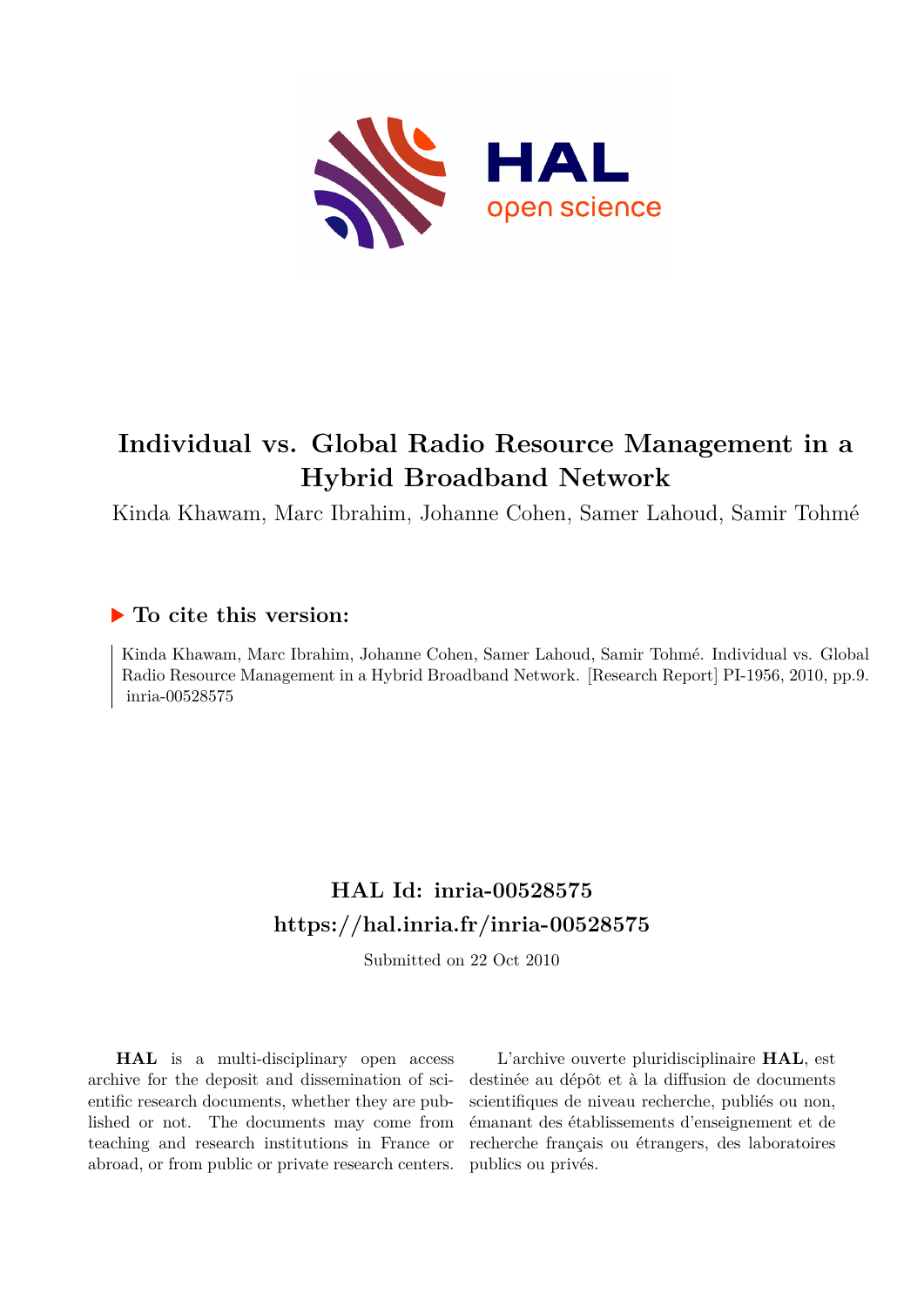# Individual vs. Global Radio Resource Management in a Hybrid Broadband Network

Kinda Khawam, Marc Ibrahim, Johanne Cohen, Samer Lahoud, Samir Tohmé

## ▶ To cite this version:

Kinda Khawam, Marc Ibrahim, Johanne Cohen, Samer Lahoud, Samir Tohmé. Individual vs. Global Radio Resource Management in a Hybrid Broadband Network. [Research Report] PI-1956, 2010, pp.9. inria-00528575

## HAL Id: inria-00528575

## https://hal.inria.fr/inria-00528575

Submitted on 22 Oct 2010

**HAL** is a multi-disciplinary open access archive for the deposit and dissemination of scientific research documents, whether they are published or not. The documents may come from teaching and research institutions in France or abroad, or from public or private research centers.

L'archive ouverte pluridisciplinaire **HAL**, est destinée au dépôt et à la diffusion de documents scientifiques de niveau recherche, publiés ou non, émanant des établissements d'enseignement et de recherche français ou étrangers, des laboratoires publics ou privés.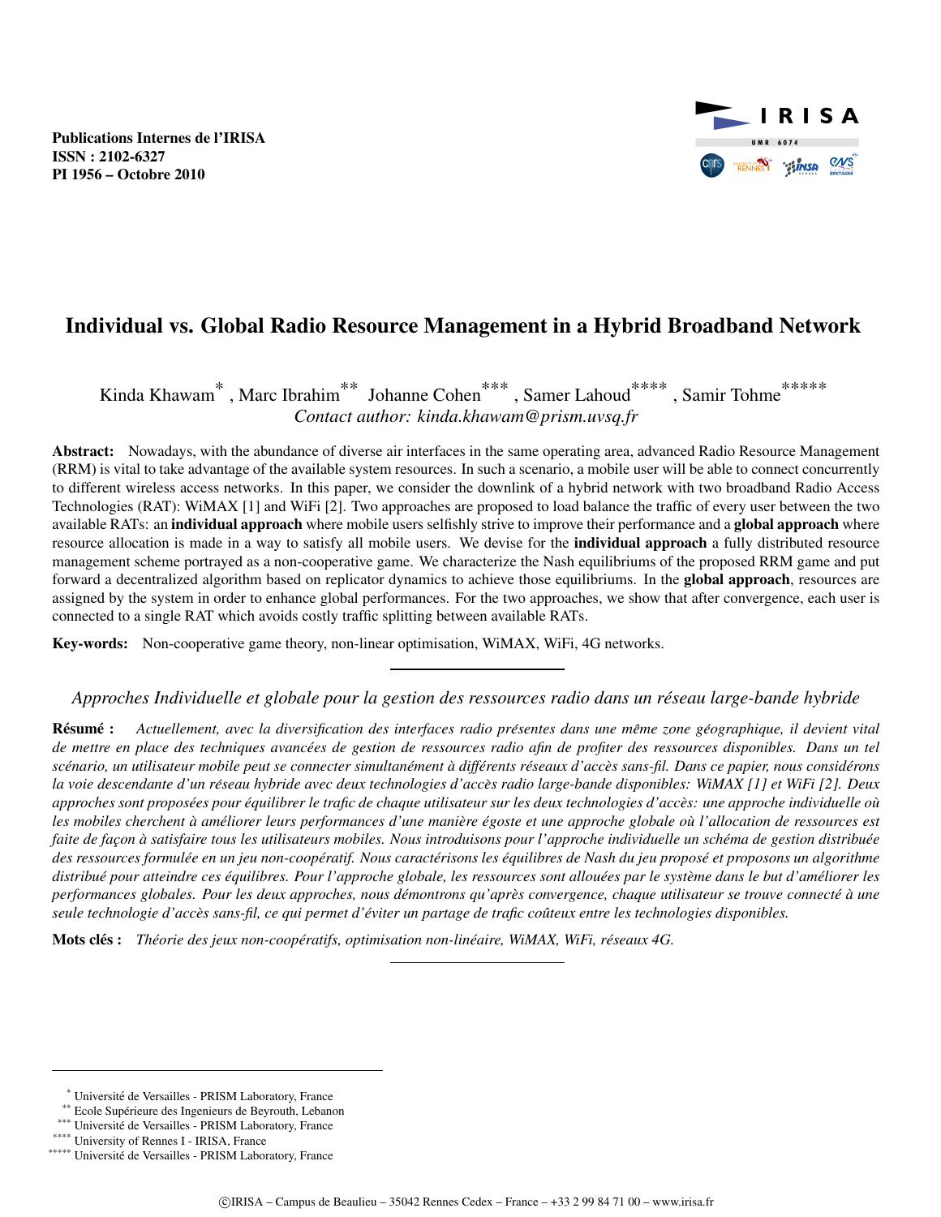Publications Internes de l'IRISA
ISSN : 2102-6327
PI 1956 – Octobre 2010

# Individual vs. Global Radio Resource Management in a Hybrid Broadband Network

Kinda Khawam* , Marc Ibrahim** Johanne Cohen*** , Samer Lahoud**** , Samir Tohme*****
*Contact author: kinda.khawam@prism.uvsq.fr*

**Abstract:** Nowadays, with the abundance of diverse air interfaces in the same operating area, advanced Radio Resource Management (RRM) is vital to take advantage of the available system resources. In such a scenario, a mobile user will be able to connect concurrently to different wireless access networks. In this paper, we consider the downlink of a hybrid network with two broadband Radio Access Technologies (RAT): WiMAX [1] and WiFi [2]. Two approaches are proposed to load balance the traffic of every user between the two available RATs: an **individual approach** where mobile users selfishly strive to improve their performance and a **global approach** where resource allocation is made in a way to satisfy all mobile users. We devise for the **individual approach** a fully distributed resource management scheme portrayed as a non-cooperative game. We characterize the Nash equilibriums of the proposed RRM game and put forward a decentralized algorithm based on replicator dynamics to achieve those equilibriums. In the **global approach**, resources are assigned by the system in order to enhance global performances. For the two approaches, we show that after convergence, each user is connected to a single RAT which avoids costly traffic splitting between available RATs.

**Key-words:** Non-cooperative game theory, non-linear optimisation, WiMAX, WiFi, 4G networks.

---

*Approches Individuelle et globale pour la gestion des ressources radio dans un réseau large-bande hybride*

**Résumé :** *Actuellement, avec la diversification des interfaces radio présentes dans une même zone géographique, il devient vital de mettre en place des techniques avancées de gestion de ressources radio afin de profiter des ressources disponibles. Dans un tel scénario, un utilisateur mobile peut se connecter simultanément à différents réseaux d'accès sans-fil. Dans ce papier, nous considérons la voie descendante d'un réseau hybride avec deux technologies d'accès radio large-bande disponibles: WiMAX [1] et WiFi [2]. Deux approches sont proposées pour équilibrer le trafic de chaque utilisateur sur les deux technologies d'accès: une approche individuelle où les mobiles cherchent à améliorer leurs performances d'une manière égoste et une approche globale où l'allocation de ressources est faite de façon à satisfaire tous les utilisateurs mobiles. Nous introduisons pour l'approche individuelle un schéma de gestion distribuée des ressources formulée en un jeu non-coopératif. Nous caractérisons les équilibres de Nash du jeu proposé et proposons un algorithme distribué pour atteindre ces équilibres. Pour l'approche globale, les ressources sont allouées par le système dans le but d'améliorer les performances globales. Pour les deux approches, nous démontrons qu'après convergence, chaque utilisateur se trouve connecté à une seule technologie d'accès sans-fil, ce qui permet d'éviter un partage de trafic coûteux entre les technologies disponibles.*

**Mots clés :** *Théorie des jeux non-coopératifs, optimisation non-linéaire, WiMAX, WiFi, réseaux 4G.*

---

\* Université de Versailles - PRISM Laboratory, France
\*\* Ecole Supérieure des Ingenieurs de Beyrouth, Lebanon
\*\*\* Université de Versailles - PRISM Laboratory, France
\*\*\*\* University of Rennes I - IRISA, France
\*\*\*\*\* Université de Versailles - PRISM Laboratory, France

©IRISA – Campus de Beaulieu – 35042 Rennes Cedex – France – +33 2 99 84 71 00 – www.irisa.fr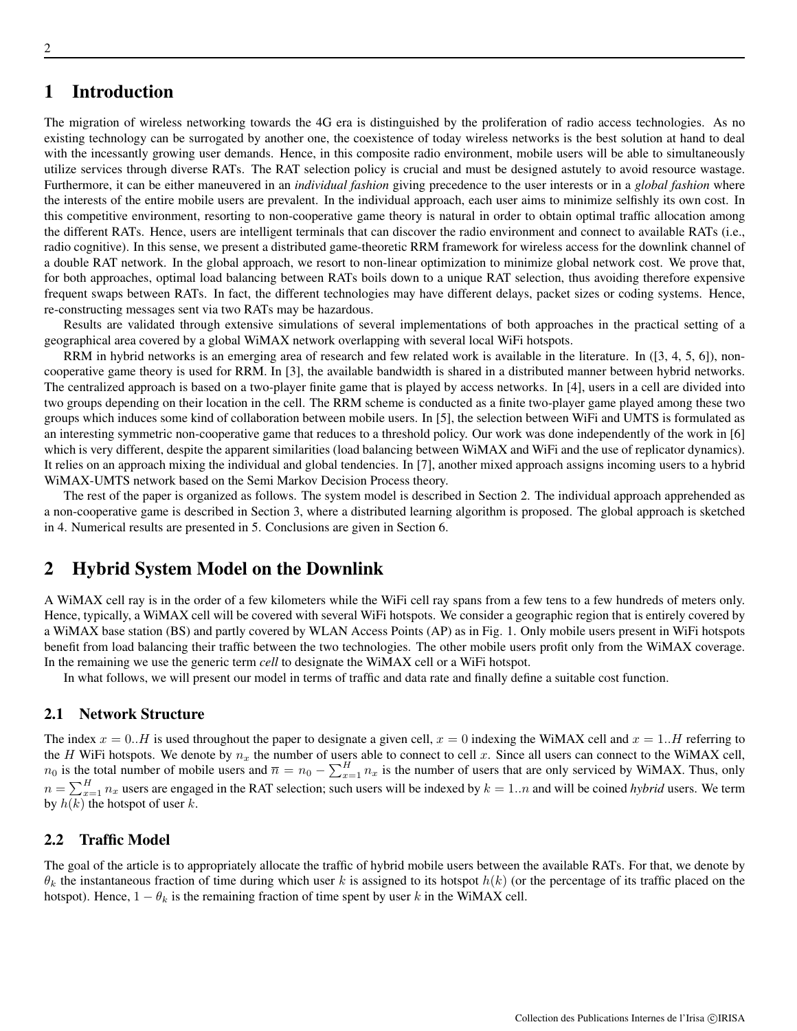# 1 Introduction

The migration of wireless networking towards the 4G era is distinguished by the proliferation of radio access technologies. As no existing technology can be surrogated by another one, the coexistence of today wireless networks is the best solution at hand to deal with the incessantly growing user demands. Hence, in this composite radio environment, mobile users will be able to simultaneously utilize services through diverse RATs. The RAT selection policy is crucial and must be designed astutely to avoid resource wastage. Furthermore, it can be either maneuvered in an *individual fashion* giving precedence to the user interests or in a *global fashion* where the interests of the entire mobile users are prevalent. In the individual approach, each user aims to minimize selfishly its own cost. In this competitive environment, resorting to non-cooperative game theory is natural in order to obtain optimal traffic allocation among the different RATs. Hence, users are intelligent terminals that can discover the radio environment and connect to available RATs (i.e., radio cognitive). In this sense, we present a distributed game-theoretic RRM framework for wireless access for the downlink channel of a double RAT network. In the global approach, we resort to non-linear optimization to minimize global network cost. We prove that, for both approaches, optimal load balancing between RATs boils down to a unique RAT selection, thus avoiding therefore expensive frequent swaps between RATs. In fact, the different technologies may have different delays, packet sizes or coding systems. Hence, re-constructing messages sent via two RATs may be hazardous.

Results are validated through extensive simulations of several implementations of both approaches in the practical setting of a geographical area covered by a global WiMAX network overlapping with several local WiFi hotspots.

RRM in hybrid networks is an emerging area of research and few related work is available in the literature. In ([3, 4, 5, 6]), non-cooperative game theory is used for RRM. In [3], the available bandwidth is shared in a distributed manner between hybrid networks. The centralized approach is based on a two-player finite game that is played by access networks. In [4], users in a cell are divided into two groups depending on their location in the cell. The RRM scheme is conducted as a finite two-player game played among these two groups which induces some kind of collaboration between mobile users. In [5], the selection between WiFi and UMTS is formulated as an interesting symmetric non-cooperative game that reduces to a threshold policy. Our work was done independently of the work in [6] which is very different, despite the apparent similarities (load balancing between WiMAX and WiFi and the use of replicator dynamics). It relies on an approach mixing the individual and global tendencies. In [7], another mixed approach assigns incoming users to a hybrid WiMAX-UMTS network based on the Semi Markov Decision Process theory.

The rest of the paper is organized as follows. The system model is described in Section 2. The individual approach apprehended as a non-cooperative game is described in Section 3, where a distributed learning algorithm is proposed. The global approach is sketched in 4. Numerical results are presented in 5. Conclusions are given in Section 6.

# 2 Hybrid System Model on the Downlink

A WiMAX cell ray is in the order of a few kilometers while the WiFi cell ray spans from a few tens to a few hundreds of meters only. Hence, typically, a WiMAX cell will be covered with several WiFi hotspots. We consider a geographic region that is entirely covered by a WiMAX base station (BS) and partly covered by WLAN Access Points (AP) as in Fig. 1. Only mobile users present in WiFi hotspots benefit from load balancing their traffic between the two technologies. The other mobile users profit only from the WiMAX coverage. In the remaining we use the generic term *cell* to designate the WiMAX cell or a WiFi hotspot.

In what follows, we will present our model in terms of traffic and data rate and finally define a suitable cost function.

## 2.1 Network Structure

The index $x = 0..H$ is used throughout the paper to designate a given cell, $x = 0$ indexing the WiMAX cell and $x = 1..H$ referring to the $H$ WiFi hotspots. We denote by $n_x$ the number of users able to connect to cell $x$. Since all users can connect to the WiMAX cell, $n_0$ is the total number of mobile users and $\overline{n} = n_0 - \sum_{x=1}^{H} n_x$ is the number of users that are only serviced by WiMAX. Thus, only $n = \sum_{x=1}^{H} n_x$ users are engaged in the RAT selection; such users will be indexed by $k = 1..n$ and will be coined *hybrid* users. We term by $h(k)$ the hotspot of user $k$.

## 2.2 Traffic Model

The goal of the article is to appropriately allocate the traffic of hybrid mobile users between the available RATs. For that, we denote by $\theta_k$ the instantaneous fraction of time during which user $k$ is assigned to its hotspot $h(k)$ (or the percentage of its traffic placed on the hotspot). Hence, $1 - \theta_k$ is the remaining fraction of time spent by user $k$ in the WiMAX cell.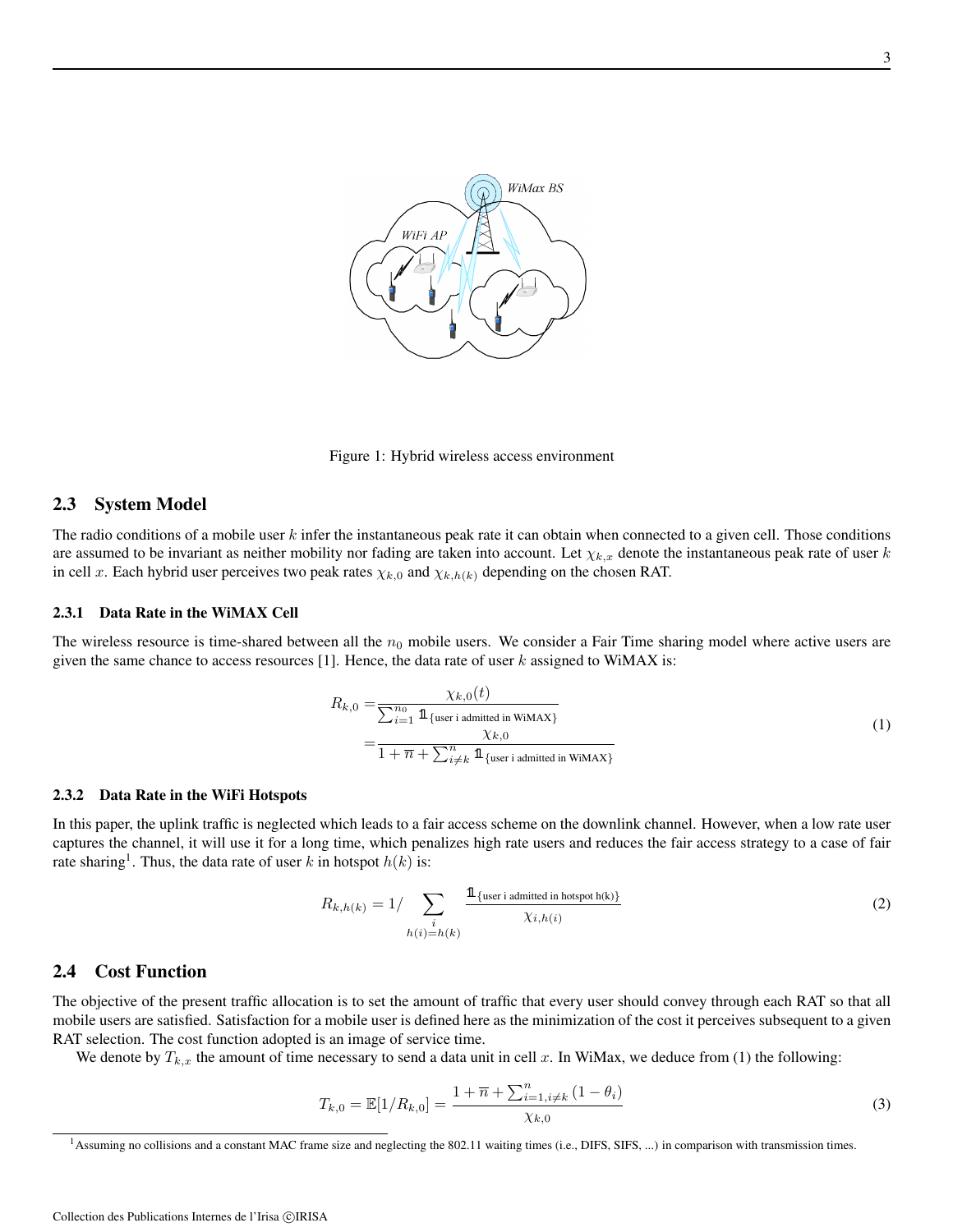Figure 1: Hybrid wireless access environment

## 2.3 System Model

The radio conditions of a mobile user $k$ infer the instantaneous peak rate it can obtain when connected to a given cell. Those conditions are assumed to be invariant as neither mobility nor fading are taken into account. Let $\chi_{k,x}$ denote the instantaneous peak rate of user $k$ in cell $x$. Each hybrid user perceives two peak rates $\chi_{k,0}$ and $\chi_{k,h(k)}$ depending on the chosen RAT.

### 2.3.1 Data Rate in the WiMAX Cell

The wireless resource is time-shared between all the $n_0$ mobile users. We consider a Fair Time sharing model where active users are given the same chance to access resources [1]. Hence, the data rate of user $k$ assigned to WiMAX is:

$$
\begin{aligned}
R_{k,0} = & \frac{\chi_{k,0}(t)}{\sum_{i=1}^{n_0} \mathbb{1}_{\{\text{user i admitted in WiMAX}\}}} \\
= & \frac{\chi_{k,0}}{1+\overline{n}+\sum_{i\neq k}^{n} \mathbb{1}_{\{\text{user i admitted in WiMAX}\}}}
\end{aligned}
\tag{1}
$$

### 2.3.2 Data Rate in the WiFi Hotspots

In this paper, the uplink traffic is neglected which leads to a fair access scheme on the downlink channel. However, when a low rate user captures the channel, it will use it for a long time, which penalizes high rate users and reduces the fair access strategy to a case of fair rate sharing[1]. Thus, the data rate of user $k$ in hotspot $h(k)$ is:

$$
R_{k,h(k)} = 1 / \sum_{\substack{i \\ h(i)=h(k)}} \frac{\mathbb{1}_{\{\text{user i admitted in hotspot h(k)}\}}}{\chi_{i,h(i)}} \tag{2}
$$

## 2.4 Cost Function

The objective of the present traffic allocation is to set the amount of traffic that every user should convey through each RAT so that all mobile users are satisfied. Satisfaction for a mobile user is defined here as the minimization of the cost it perceives subsequent to a given RAT selection. The cost function adopted is an image of service time.

We denote by $T_{k,x}$ the amount of time necessary to send a data unit in cell $x$. In WiMax, we deduce from (1) the following:

$$
T_{k,0} = \mathbb{E}[1/R_{k,0}] = \frac{1+\overline{n}+\sum_{i=1,i\neq k}^{n}(1-\theta_i)}{\chi_{k,0}} \tag{3}
$$

[1] Assuming no collisions and a constant MAC frame size and neglecting the 802.11 waiting times (i.e., DIFS, SIFS, ...) in comparison with transmission times.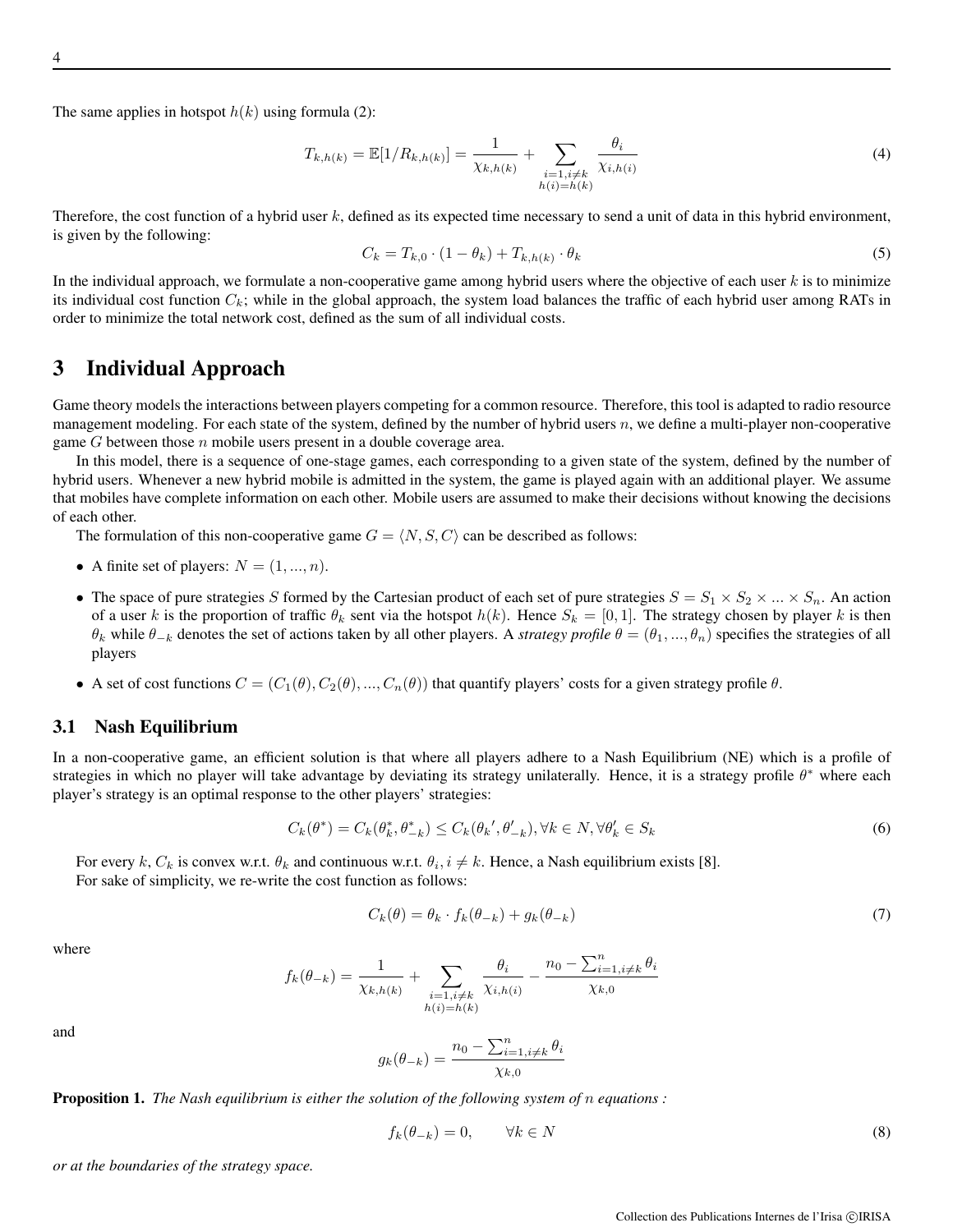The same applies in hotspot $h(k)$ using formula (2):

$$T_{k,h(k)} = \mathbb{E}[1/R_{k,h(k)}] = \frac{1}{\chi_{k,h(k)}} + \sum_{\substack{i=1, i \neq k \\ h(i)=h(k)}} \frac{\theta_i}{\chi_{i,h(i)}} \tag{4}$$

Therefore, the cost function of a hybrid user $k$, defined as its expected time necessary to send a unit of data in this hybrid environment, is given by the following:

$$C_k = T_{k,0} \cdot (1 - \theta_k) + T_{k,h(k)} \cdot \theta_k \tag{5}$$

In the individual approach, we formulate a non-cooperative game among hybrid users where the objective of each user $k$ is to minimize its individual cost function $C_k$; while in the global approach, the system load balances the traffic of each hybrid user among RATs in order to minimize the total network cost, defined as the sum of all individual costs.

## 3 Individual Approach

Game theory models the interactions between players competing for a common resource. Therefore, this tool is adapted to radio resource management modeling. For each state of the system, defined by the number of hybrid users $n$, we define a multi-player non-cooperative game $G$ between those $n$ mobile users present in a double coverage area.

In this model, there is a sequence of one-stage games, each corresponding to a given state of the system, defined by the number of hybrid users. Whenever a new hybrid mobile is admitted in the system, the game is played again with an additional player. We assume that mobiles have complete information on each other. Mobile users are assumed to make their decisions without knowing the decisions of each other.

The formulation of this non-cooperative game $G = \langle N, S, C \rangle$ can be described as follows:

- A finite set of players: $N = (1, ..., n)$.
- The space of pure strategies $S$ formed by the Cartesian product of each set of pure strategies $S = S_1 \times S_2 \times ... \times S_n$. An action of a user $k$ is the proportion of traffic $\theta_k$ sent via the hotspot $h(k)$. Hence $S_k = [0, 1]$. The strategy chosen by player $k$ is then $\theta_k$ while $\theta_{-k}$ denotes the set of actions taken by all other players. A *strategy profile* $\theta = (\theta_1, ..., \theta_n)$ specifies the strategies of all players
- A set of cost functions $C = (C_1(\theta), C_2(\theta), ..., C_n(\theta))$ that quantify players' costs for a given strategy profile $\theta$.

### 3.1 Nash Equilibrium

In a non-cooperative game, an efficient solution is that where all players adhere to a Nash Equilibrium (NE) which is a profile of strategies in which no player will take advantage by deviating its strategy unilaterally. Hence, it is a strategy profile $\theta^*$ where each player's strategy is an optimal response to the other players' strategies:

$$C_k(\theta^*) = C_k(\theta_k^*, \theta_{-k}^*) \leq C_k(\theta_k{'}, \theta'_{-k}), \forall k \in N, \forall \theta'_k \in S_k \tag{6}$$

For every $k$, $C_k$ is convex w.r.t. $\theta_k$ and continuous w.r.t. $\theta_i, i \neq k$. Hence, a Nash equilibrium exists [8].

For sake of simplicity, we re-write the cost function as follows:

$$C_k(\theta) = \theta_k \cdot f_k(\theta_{-k}) + g_k(\theta_{-k}) \tag{7}$$

where

$$f_k(\theta_{-k}) = \frac{1}{\chi_{k,h(k)}} + \sum_{\substack{i=1, i \neq k \\ h(i)=h(k)}} \frac{\theta_i}{\chi_{i,h(i)}} - \frac{n_0 - \sum_{i=1, i \neq k}^{n} \theta_i}{\chi_{k,0}}$$

and

$$g_k(\theta_{-k}) = \frac{n_0 - \sum_{i=1, i \neq k}^{n} \theta_i}{\chi_{k,0}}$$

**Proposition 1.** *The Nash equilibrium is either the solution of the following system of $n$ equations :*

$$f_k(\theta_{-k}) = 0, \qquad \forall k \in N \tag{8}$$

*or at the boundaries of the strategy space.*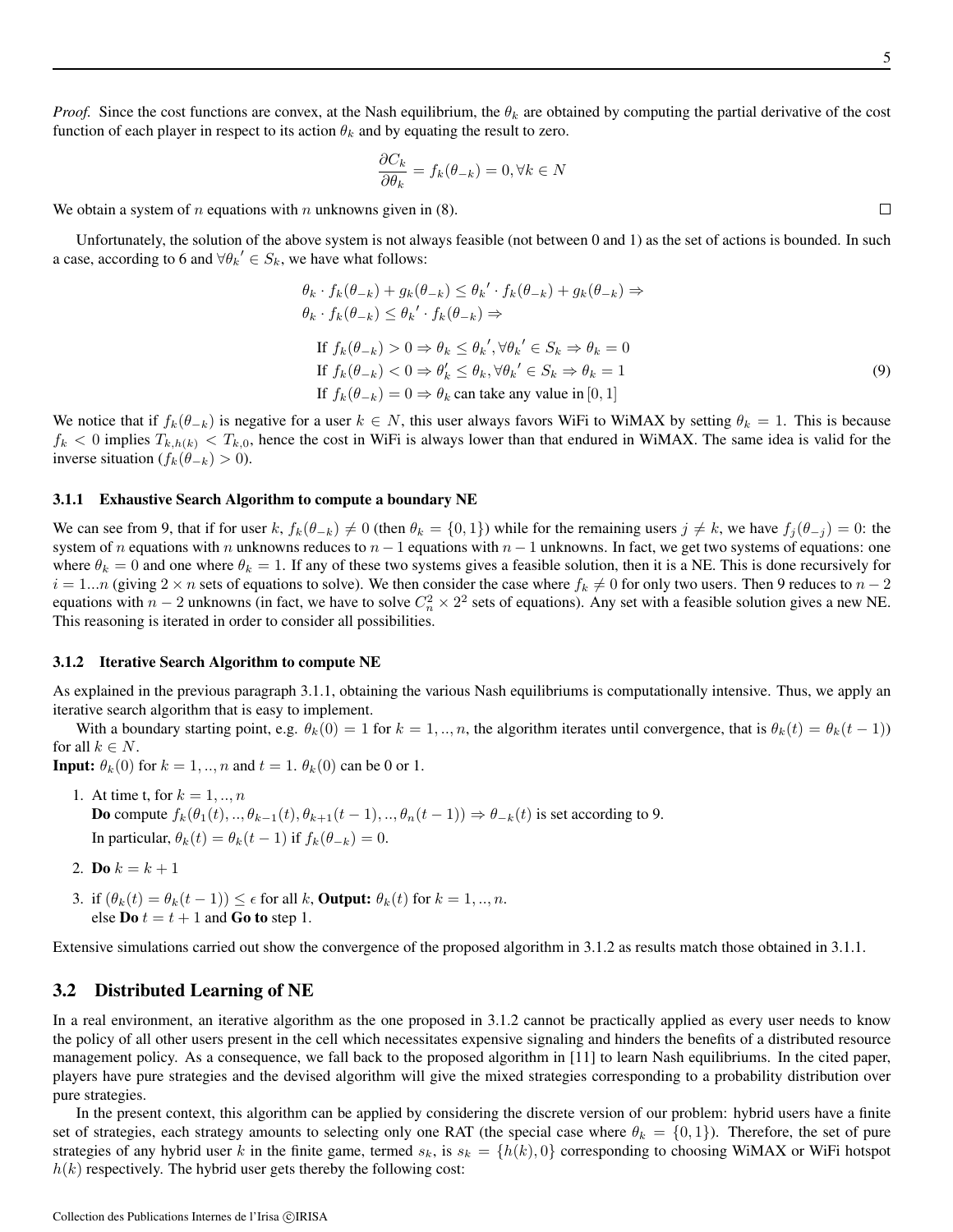*Proof.* Since the cost functions are convex, at the Nash equilibrium, the $\theta_k$ are obtained by computing the partial derivative of the cost function of each player in respect to its action $\theta_k$ and by equating the result to zero.

$$\frac{\partial C_k}{\partial \theta_k} = f_k(\theta_{-k}) = 0, \forall k \in N$$

We obtain a system of $n$ equations with $n$ unknowns given in (8). □

Unfortunately, the solution of the above system is not always feasible (not between 0 and 1) as the set of actions is bounded. In such a case, according to 6 and $\forall \theta_k{}' \in S_k$, we have what follows:

$$\begin{aligned}
&\theta_k \cdot f_k(\theta_{-k}) + g_k(\theta_{-k}) \leq \theta_k{}' \cdot f_k(\theta_{-k}) + g_k(\theta_{-k}) \Rightarrow \\
&\theta_k \cdot f_k(\theta_{-k}) \leq \theta_k{}' \cdot f_k(\theta_{-k}) \Rightarrow \\
&\quad \text{If } f_k(\theta_{-k}) > 0 \Rightarrow \theta_k \leq \theta_k{}', \forall \theta_k{}' \in S_k \Rightarrow \theta_k = 0 \\
&\quad \text{If } f_k(\theta_{-k}) < 0 \Rightarrow \theta_k' \leq \theta_k, \forall \theta_k{}' \in S_k \Rightarrow \theta_k = 1 \\
&\quad \text{If } f_k(\theta_{-k}) = 0 \Rightarrow \theta_k \text{ can take any value in } [0, 1]
\end{aligned} \tag{9}$$

We notice that if $f_k(\theta_{-k})$ is negative for a user $k \in N$, this user always favors WiFi to WiMAX by setting $\theta_k = 1$. This is because $f_k < 0$ implies $T_{k,h(k)} < T_{k,0}$, hence the cost in WiFi is always lower than that endured in WiMAX. The same idea is valid for the inverse situation ($f_k(\theta_{-k}) > 0$).

### 3.1.1 Exhaustive Search Algorithm to compute a boundary NE

We can see from 9, that if for user $k$, $f_k(\theta_{-k}) \neq 0$ (then $\theta_k = \{0, 1\}$) while for the remaining users $j \neq k$, we have $f_j(\theta_{-j}) = 0$: the system of $n$ equations with $n$ unknowns reduces to $n-1$ equations with $n-1$ unknowns. In fact, we get two systems of equations: one where $\theta_k = 0$ and one where $\theta_k = 1$. If any of these two systems gives a feasible solution, then it is a NE. This is done recursively for $i = 1...n$ (giving $2 \times n$ sets of equations to solve). We then consider the case where $f_k \neq 0$ for only two users. Then 9 reduces to $n-2$ equations with $n-2$ unknowns (in fact, we have to solve $C_n^2 \times 2^2$ sets of equations). Any set with a feasible solution gives a new NE. This reasoning is iterated in order to consider all possibilities.

### 3.1.2 Iterative Search Algorithm to compute NE

As explained in the previous paragraph 3.1.1, obtaining the various Nash equilibriums is computationally intensive. Thus, we apply an iterative search algorithm that is easy to implement.

With a boundary starting point, e.g. $\theta_k(0) = 1$ for $k = 1, .., n$, the algorithm iterates until convergence, that is $\theta_k(t) = \theta_k(t-1)$ for all $k \in N$.

**Input:** $\theta_k(0)$ for $k = 1, .., n$ and $t = 1$. $\theta_k(0)$ can be 0 or 1.

1. At time t, for $k = 1, .., n$
   **Do** compute $f_k(\theta_1(t), .., \theta_{k-1}(t), \theta_{k+1}(t-1), .., \theta_n(t-1)) \Rightarrow \theta_{-k}(t)$ is set according to 9.
   In particular, $\theta_k(t) = \theta_k(t-1)$ if $f_k(\theta_{-k}) = 0$.
2. **Do** $k = k + 1$
3. if $(\theta_k(t) = \theta_k(t-1)) \leq \epsilon$ for all $k$, **Output:** $\theta_k(t)$ for $k = 1, .., n$.
   else **Do** $t = t + 1$ and **Go to** step 1.

Extensive simulations carried out show the convergence of the proposed algorithm in 3.1.2 as results match those obtained in 3.1.1.

## 3.2 Distributed Learning of NE

In a real environment, an iterative algorithm as the one proposed in 3.1.2 cannot be practically applied as every user needs to know the policy of all other users present in the cell which necessitates expensive signaling and hinders the benefits of a distributed resource management policy. As a consequence, we fall back to the proposed algorithm in [11] to learn Nash equilibriums. In the cited paper, players have pure strategies and the devised algorithm will give the mixed strategies corresponding to a probability distribution over pure strategies.

In the present context, this algorithm can be applied by considering the discrete version of our problem: hybrid users have a finite set of strategies, each strategy amounts to selecting only one RAT (the special case where $\theta_k = \{0, 1\}$). Therefore, the set of pure strategies of any hybrid user $k$ in the finite game, termed $s_k$, is $s_k = \{h(k), 0\}$ corresponding to choosing WiMAX or WiFi hotspot $h(k)$ respectively. The hybrid user gets thereby the following cost: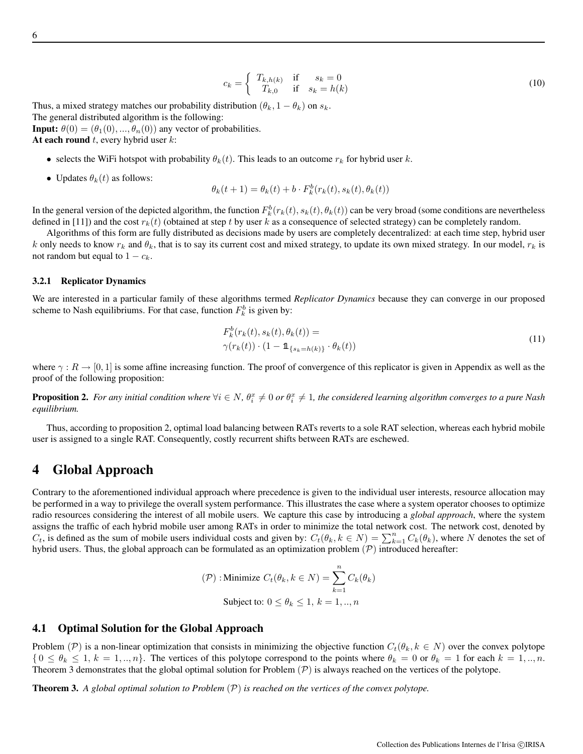$$c_k = \begin{cases} T_{k,h(k)} & \text{if} \quad s_k = 0 \\ T_{k,0} & \text{if} \quad s_k = h(k) \end{cases} \tag{10}$$

Thus, a mixed strategy matches our probability distribution $(\theta_k, 1 - \theta_k)$ on $s_k$.
The general distributed algorithm is the following:
**Input:** $\theta(0) = (\theta_1(0), ..., \theta_n(0))$ any vector of probabilities.
**At each round** $t$, every hybrid user $k$:

- selects the WiFi hotspot with probability $\theta_k(t)$. This leads to an outcome $r_k$ for hybrid user $k$.
- Updates $\theta_k(t)$ as follows:

$$\theta_k(t+1) = \theta_k(t) + b \cdot F_k^b(r_k(t), s_k(t), \theta_k(t))$$

In the general version of the depicted algorithm, the function $F_k^b(r_k(t), s_k(t), \theta_k(t))$ can be very broad (some conditions are nevertheless defined in [11]) and the cost $r_k(t)$ (obtained at step $t$ by user $k$ as a consequence of selected strategy) can be completely random.

Algorithms of this form are fully distributed as decisions made by users are completely decentralized: at each time step, hybrid user $k$ only needs to know $r_k$ and $\theta_k$, that is to say its current cost and mixed strategy, to update its own mixed strategy. In our model, $r_k$ is not random but equal to $1 - c_k$.

#### 3.2.1 Replicator Dynamics

We are interested in a particular family of these algorithms termed *Replicator Dynamics* because they can converge in our proposed scheme to Nash equilibriums. For that case, function $F_k^b$ is given by:

$$\begin{aligned} &F_k^b(r_k(t), s_k(t), \theta_k(t)) = \\ &\gamma(r_k(t)) \cdot (1 - \mathbb{1}_{\{s_k = h(k)\}} \cdot \theta_k(t)) \end{aligned} \tag{11}$$

where $\gamma : R \rightarrow [0, 1]$ is some affine increasing function. The proof of convergence of this replicator is given in Appendix as well as the proof of the following proposition:

**Proposition 2.** *For any initial condition where $\forall i \in N$, $\theta_i^x \neq 0$ or $\theta_i^x \neq 1$, the considered learning algorithm converges to a pure Nash equilibrium.*

Thus, according to proposition 2, optimal load balancing between RATs reverts to a sole RAT selection, whereas each hybrid mobile user is assigned to a single RAT. Consequently, costly recurrent shifts between RATs are eschewed.

## 4 Global Approach

Contrary to the aforementioned individual approach where precedence is given to the individual user interests, resource allocation may be performed in a way to privilege the overall system performance. This illustrates the case where a system operator chooses to optimize radio resources considering the interest of all mobile users. We capture this case by introducing a *global approach*, where the system assigns the traffic of each hybrid mobile user among RATs in order to minimize the total network cost. The network cost, denoted by $C_t$, is defined as the sum of mobile users individual costs and given by: $C_t(\theta_k, k \in N) = \sum_{k=1}^{n} C_k(\theta_k)$, where $N$ denotes the set of hybrid users. Thus, the global approach can be formulated as an optimization problem $(\mathcal{P})$ introduced hereafter:

$$(\mathcal{P}) : \text{Minimize } C_t(\theta_k, k \in N) = \sum_{k=1}^{n} C_k(\theta_k)$$
$$\text{Subject to: } 0 \leq \theta_k \leq 1,\ k = 1, .., n$$

### 4.1 Optimal Solution for the Global Approach

Problem $(\mathcal{P})$ is a non-linear optimization that consists in minimizing the objective function $C_t(\theta_k, k \in N)$ over the convex polytope $\{0 \leq \theta_k \leq 1,\ k = 1, .., n\}$. The vertices of this polytope correspond to the points where $\theta_k = 0$ or $\theta_k = 1$ for each $k = 1, .., n$. Theorem 3 demonstrates that the global optimal solution for Problem $(\mathcal{P})$ is always reached on the vertices of the polytope.

**Theorem 3.** *A global optimal solution to Problem $(\mathcal{P})$ is reached on the vertices of the convex polytope.*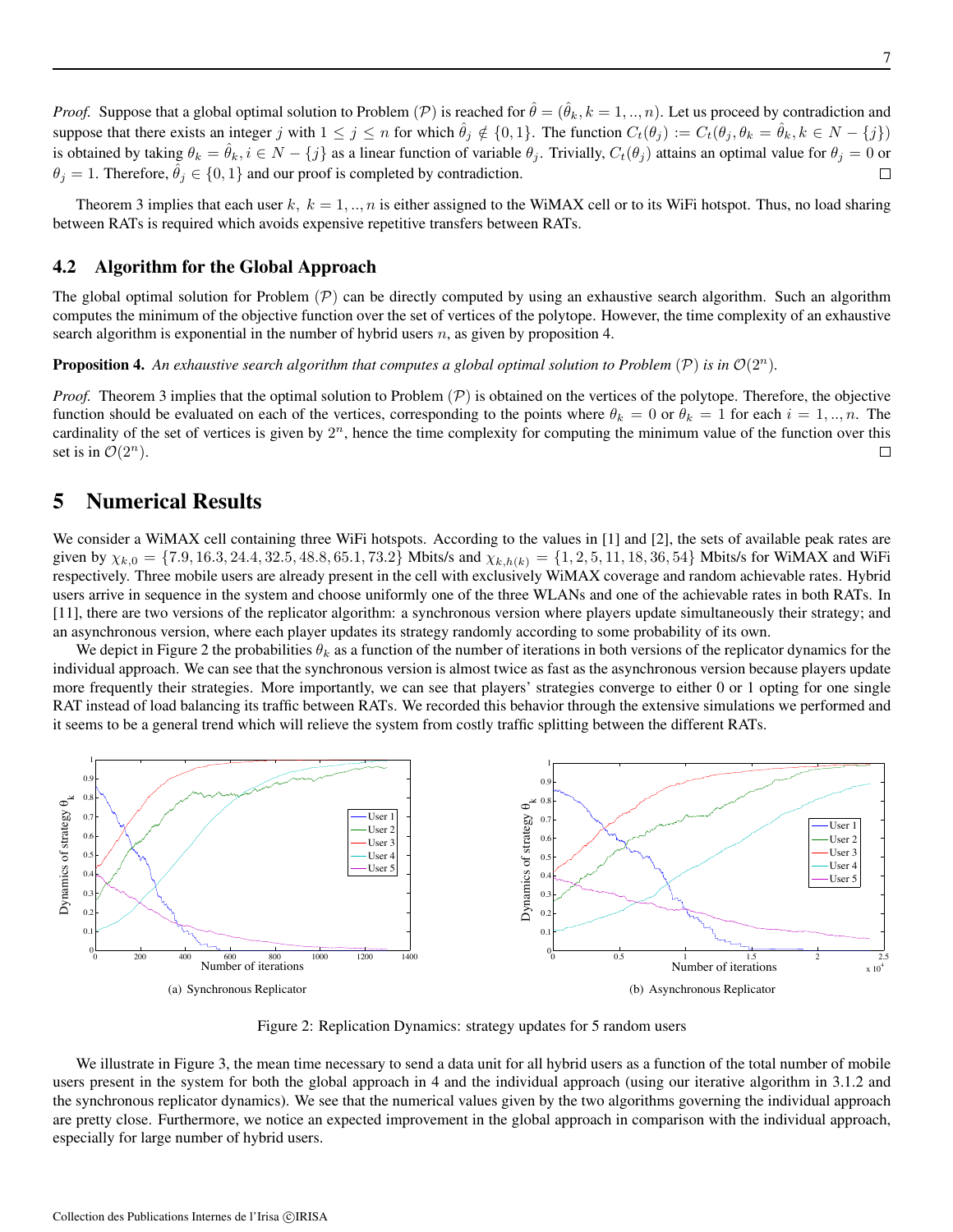*Proof.* Suppose that a global optimal solution to Problem $(\mathcal{P})$ is reached for $\hat{\theta} = (\hat{\theta}_k, k = 1, .., n)$. Let us proceed by contradiction and suppose that there exists an integer $j$ with $1 \leq j \leq n$ for which $\hat{\theta}_j \notin \{0, 1\}$. The function $C_t(\theta_j) := C_t(\theta_j, \theta_k = \hat{\theta}_k, k \in N - \{j\})$ is obtained by taking $\theta_k = \hat{\theta}_k, i \in N - \{j\}$ as a linear function of variable $\theta_j$. Trivially, $C_t(\theta_j)$ attains an optimal value for $\theta_j = 0$ or $\theta_j = 1$. Therefore, $\hat{\theta}_j \in \{0, 1\}$ and our proof is completed by contradiction. □

Theorem 3 implies that each user $k$, $k = 1, .., n$ is either assigned to the WiMAX cell or to its WiFi hotspot. Thus, no load sharing between RATs is required which avoids expensive repetitive transfers between RATs.

### 4.2 Algorithm for the Global Approach

The global optimal solution for Problem $(\mathcal{P})$ can be directly computed by using an exhaustive search algorithm. Such an algorithm computes the minimum of the objective function over the set of vertices of the polytope. However, the time complexity of an exhaustive search algorithm is exponential in the number of hybrid users $n$, as given by proposition 4.

**Proposition 4.** *An exhaustive search algorithm that computes a global optimal solution to Problem $(\mathcal{P})$ is in $\mathcal{O}(2^n)$.*

*Proof.* Theorem 3 implies that the optimal solution to Problem $(\mathcal{P})$ is obtained on the vertices of the polytope. Therefore, the objective function should be evaluated on each of the vertices, corresponding to the points where $\theta_k = 0$ or $\theta_k = 1$ for each $i = 1, .., n$. The cardinality of the set of vertices is given by $2^n$, hence the time complexity for computing the minimum value of the function over this set is in $\mathcal{O}(2^n)$. □

## 5 Numerical Results

We consider a WiMAX cell containing three WiFi hotspots. According to the values in [1] and [2], the sets of available peak rates are given by $\chi_{k,0} = \{7.9, 16.3, 24.4, 32.5, 48.8, 65.1, 73.2\}$ Mbits/s and $\chi_{k,h(k)} = \{1, 2, 5, 11, 18, 36, 54\}$ Mbits/s for WiMAX and WiFi respectively. Three mobile users are already present in the cell with exclusively WiMAX coverage and random achievable rates. Hybrid users arrive in sequence in the system and choose uniformly one of the three WLANs and one of the achievable rates in both RATs. In [11], there are two versions of the replicator algorithm: a synchronous version where players update simultaneously their strategy; and an asynchronous version, where each player updates its strategy randomly according to some probability of its own.

We depict in Figure 2 the probabilities $\theta_k$ as a function of the number of iterations in both versions of the replicator dynamics for the individual approach. We can see that the synchronous version is almost twice as fast as the asynchronous version because players update more frequently their strategies. More importantly, we can see that players' strategies converge to either 0 or 1 opting for one single RAT instead of load balancing its traffic between RATs. We recorded this behavior through the extensive simulations we performed and it seems to be a general trend which will relieve the system from costly traffic splitting between the different RATs.

(a) Synchronous Replicator

(b) Asynchronous Replicator

Figure 2: Replication Dynamics: strategy updates for 5 random users

We illustrate in Figure 3, the mean time necessary to send a data unit for all hybrid users as a function of the total number of mobile users present in the system for both the global approach in 4 and the individual approach (using our iterative algorithm in 3.1.2 and the synchronous replicator dynamics). We see that the numerical values given by the two algorithms governing the individual approach are pretty close. Furthermore, we notice an expected improvement in the global approach in comparison with the individual approach, especially for large number of hybrid users.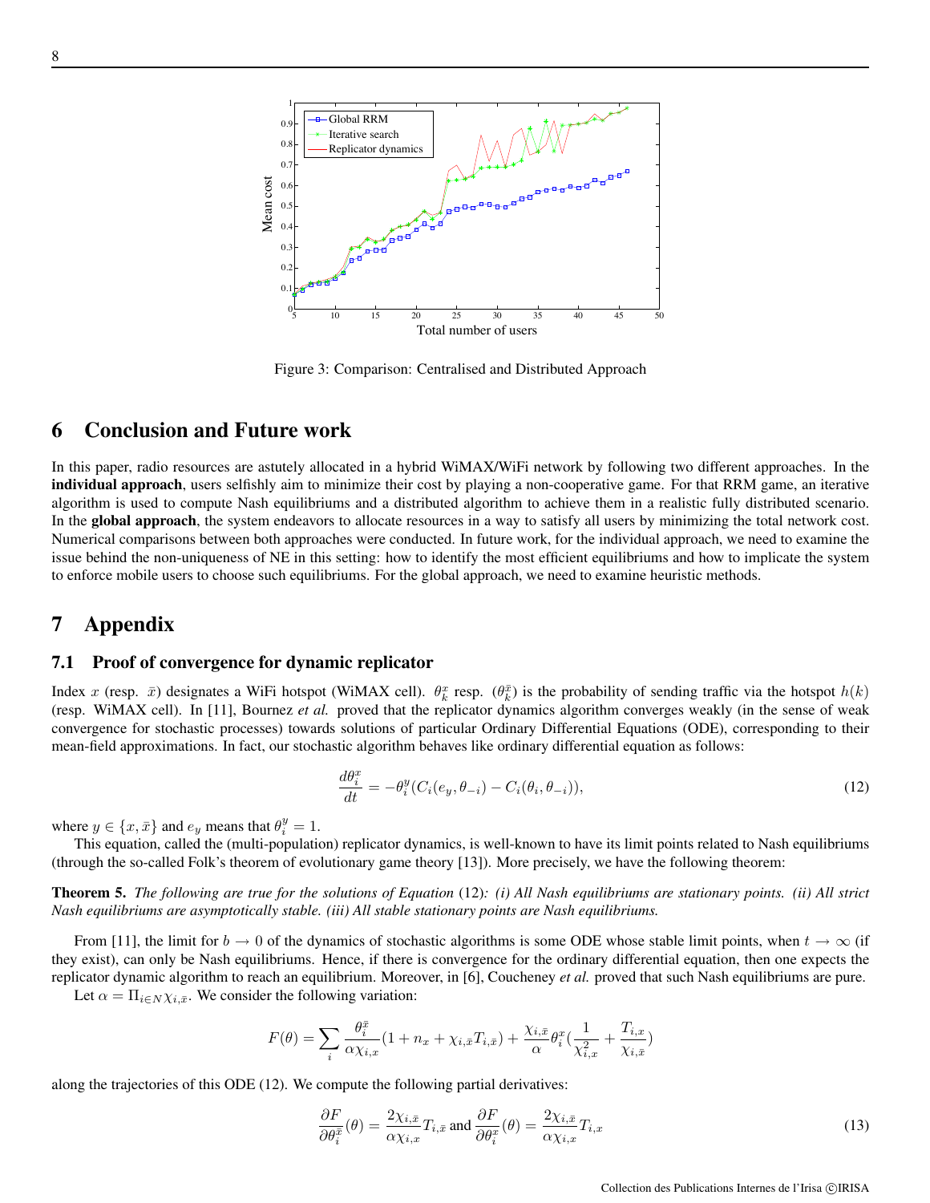Figure 3: Comparison: Centralised and Distributed Approach

## 6 Conclusion and Future work

In this paper, radio resources are astutely allocated in a hybrid WiMAX/WiFi network by following two different approaches. In the **individual approach**, users selfishly aim to minimize their cost by playing a non-cooperative game. For that RRM game, an iterative algorithm is used to compute Nash equilibriums and a distributed algorithm to achieve them in a realistic fully distributed scenario. In the **global approach**, the system endeavors to allocate resources in a way to satisfy all users by minimizing the total network cost. Numerical comparisons between both approaches were conducted. In future work, for the individual approach, we need to examine the issue behind the non-uniqueness of NE in this setting: how to identify the most efficient equilibriums and how to implicate the system to enforce mobile users to choose such equilibriums. For the global approach, we need to examine heuristic methods.

## 7 Appendix

### 7.1 Proof of convergence for dynamic replicator

Index $x$ (resp. $\bar{x}$) designates a WiFi hotspot (WiMAX cell). $\theta_k^x$ resp. ($\theta_k^{\bar{x}}$) is the probability of sending traffic via the hotspot $h(k)$ (resp. WiMAX cell). In [11], Bournez *et al.* proved that the replicator dynamics algorithm converges weakly (in the sense of weak convergence for stochastic processes) towards solutions of particular Ordinary Differential Equations (ODE), corresponding to their mean-field approximations. In fact, our stochastic algorithm behaves like ordinary differential equation as follows:

$$\frac{d\theta_i^x}{dt} = -\theta_i^y (C_i(e_y, \theta_{-i}) - C_i(\theta_i, \theta_{-i})), \tag{12}$$

where $y \in \{x, \bar{x}\}$ and $e_y$ means that $\theta_i^y = 1$.

This equation, called the (multi-population) replicator dynamics, is well-known to have its limit points related to Nash equilibriums (through the so-called Folk's theorem of evolutionary game theory [13]). More precisely, we have the following theorem:

**Theorem 5.** *The following are true for the solutions of Equation* (12)*: (i) All Nash equilibriums are stationary points. (ii) All strict Nash equilibriums are asymptotically stable. (iii) All stable stationary points are Nash equilibriums.*

From [11], the limit for $b \to 0$ of the dynamics of stochastic algorithms is some ODE whose stable limit points, when $t \to \infty$ (if they exist), can only be Nash equilibriums. Hence, if there is convergence for the ordinary differential equation, then one expects the replicator dynamic algorithm to reach an equilibrium. Moreover, in [6], Coucheney *et al.* proved that such Nash equilibriums are pure.

Let $\alpha = \Pi_{i \in N} \chi_{i,\bar{x}}$. We consider the following variation:

$$F(\theta) = \sum_i \frac{\theta_i^{\bar{x}}}{\alpha \chi_{i,x}} (1 + n_x + \chi_{i,\bar{x}} T_{i,\bar{x}}) + \frac{\chi_{i,\bar{x}}}{\alpha} \theta_i^x \left(\frac{1}{\chi_{i,x}^2} + \frac{T_{i,x}}{\chi_{i,\bar{x}}}\right)$$

along the trajectories of this ODE (12). We compute the following partial derivatives:

$$\frac{\partial F}{\partial \theta_i^{\bar{x}}}(\theta) = \frac{2\chi_{i,\bar{x}}}{\alpha \chi_{i,x}} T_{i,\bar{x}} \text{ and } \frac{\partial F}{\partial \theta_i^x}(\theta) = \frac{2\chi_{i,\bar{x}}}{\alpha \chi_{i,x}} T_{i,x} \tag{13}$$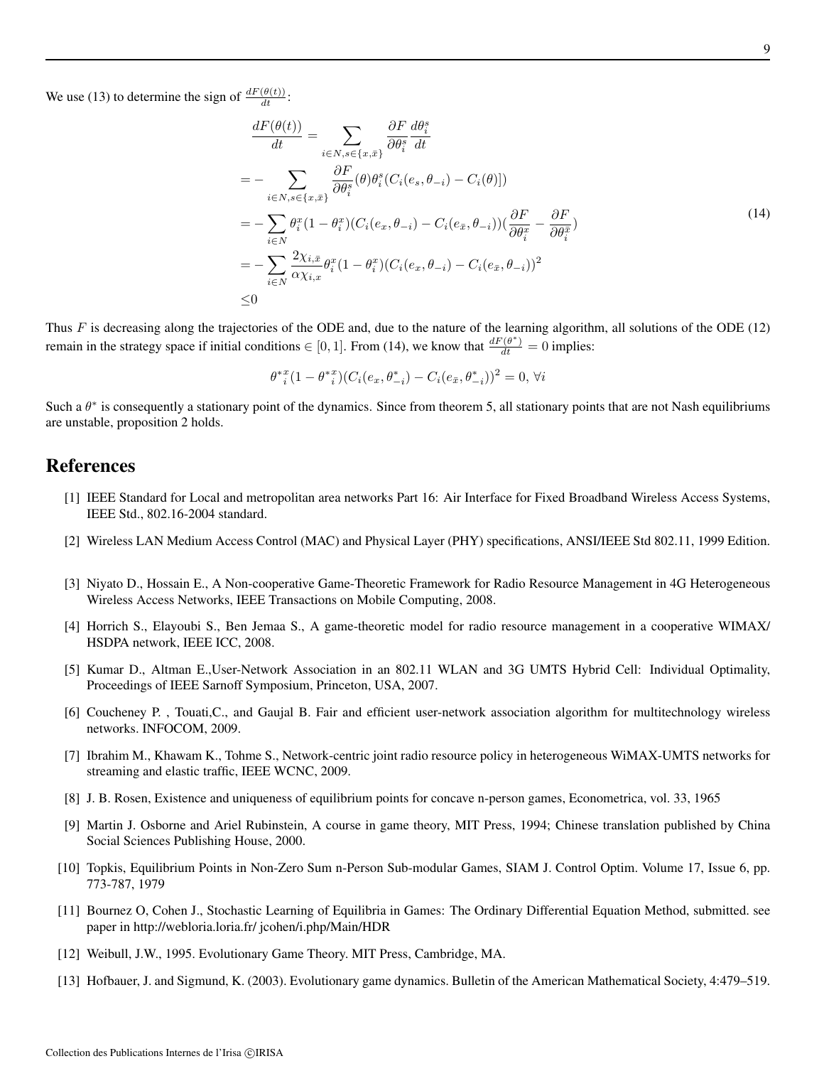We use (13) to determine the sign of $\frac{dF(\theta(t))}{dt}$:

$$
\begin{aligned}
\frac{dF(\theta(t))}{dt} &= \sum_{i \in N, s \in \{x, \bar{x}\}} \frac{\partial F}{\partial \theta_i^s} \frac{d\theta_i^s}{dt} \\
&= - \sum_{i \in N, s \in \{x, \bar{x}\}} \frac{\partial F}{\partial \theta_i^s}(\theta) \theta_i^s (C_i(e_s, \theta_{-i}) - C_i(\theta)]) \\
&= - \sum_{i \in N} \theta_i^x (1 - \theta_i^x)(C_i(e_x, \theta_{-i}) - C_i(e_{\bar{x}}, \theta_{-i}))(\frac{\partial F}{\partial \theta_i^x} - \frac{\partial F}{\partial \theta_i^{\bar{x}}}) \\
&= - \sum_{i \in N} \frac{2\chi_{i,\bar{x}}}{\alpha \chi_{i,x}} \theta_i^x (1 - \theta_i^x)(C_i(e_x, \theta_{-i}) - C_i(e_{\bar{x}}, \theta_{-i}))^2 \\
&\leq 0
\end{aligned}
\tag{14}
$$

Thus $F$ is decreasing along the trajectories of the ODE and, due to the nature of the learning algorithm, all solutions of the ODE (12) remain in the strategy space if initial conditions $\in [0, 1]$. From (14), we know that $\frac{dF(\theta^*)}{dt} = 0$ implies:

$$
{\theta^*}_i^x (1 - {\theta^*}_i^x)(C_i(e_x, \theta^*_{-i}) - C_i(e_{\bar{x}}, \theta^*_{-i}))^2 = 0, \; \forall i
$$

Such a $\theta^*$ is consequently a stationary point of the dynamics. Since from theorem 5, all stationary points that are not Nash equilibriums are unstable, proposition 2 holds.

# References

[1] IEEE Standard for Local and metropolitan area networks Part 16: Air Interface for Fixed Broadband Wireless Access Systems, IEEE Std., 802.16-2004 standard.

[2] Wireless LAN Medium Access Control (MAC) and Physical Layer (PHY) specifications, ANSI/IEEE Std 802.11, 1999 Edition.

[3] Niyato D., Hossain E., A Non-cooperative Game-Theoretic Framework for Radio Resource Management in 4G Heterogeneous Wireless Access Networks, IEEE Transactions on Mobile Computing, 2008.

[4] Horrich S., Elayoubi S., Ben Jemaa S., A game-theoretic model for radio resource management in a cooperative WIMAX/ HSDPA network, IEEE ICC, 2008.

[5] Kumar D., Altman E.,User-Network Association in an 802.11 WLAN and 3G UMTS Hybrid Cell: Individual Optimality, Proceedings of IEEE Sarnoff Symposium, Princeton, USA, 2007.

[6] Coucheney P. , Touati,C., and Gaujal B. Fair and efficient user-network association algorithm for multitechnology wireless networks. INFOCOM, 2009.

[7] Ibrahim M., Khawam K., Tohme S., Network-centric joint radio resource policy in heterogeneous WiMAX-UMTS networks for streaming and elastic traffic, IEEE WCNC, 2009.

[8] J. B. Rosen, Existence and uniqueness of equilibrium points for concave n-person games, Econometrica, vol. 33, 1965

[9] Martin J. Osborne and Ariel Rubinstein, A course in game theory, MIT Press, 1994; Chinese translation published by China Social Sciences Publishing House, 2000.

[10] Topkis, Equilibrium Points in Non-Zero Sum n-Person Sub-modular Games, SIAM J. Control Optim. Volume 17, Issue 6, pp. 773-787, 1979

[11] Bournez O, Cohen J., Stochastic Learning of Equilibria in Games: The Ordinary Differential Equation Method, submitted. see paper in http://webloria.loria.fr/ jcohen/i.php/Main/HDR

[12] Weibull, J.W., 1995. Evolutionary Game Theory. MIT Press, Cambridge, MA.

[13] Hofbauer, J. and Sigmund, K. (2003). Evolutionary game dynamics. Bulletin of the American Mathematical Society, 4:479–519.